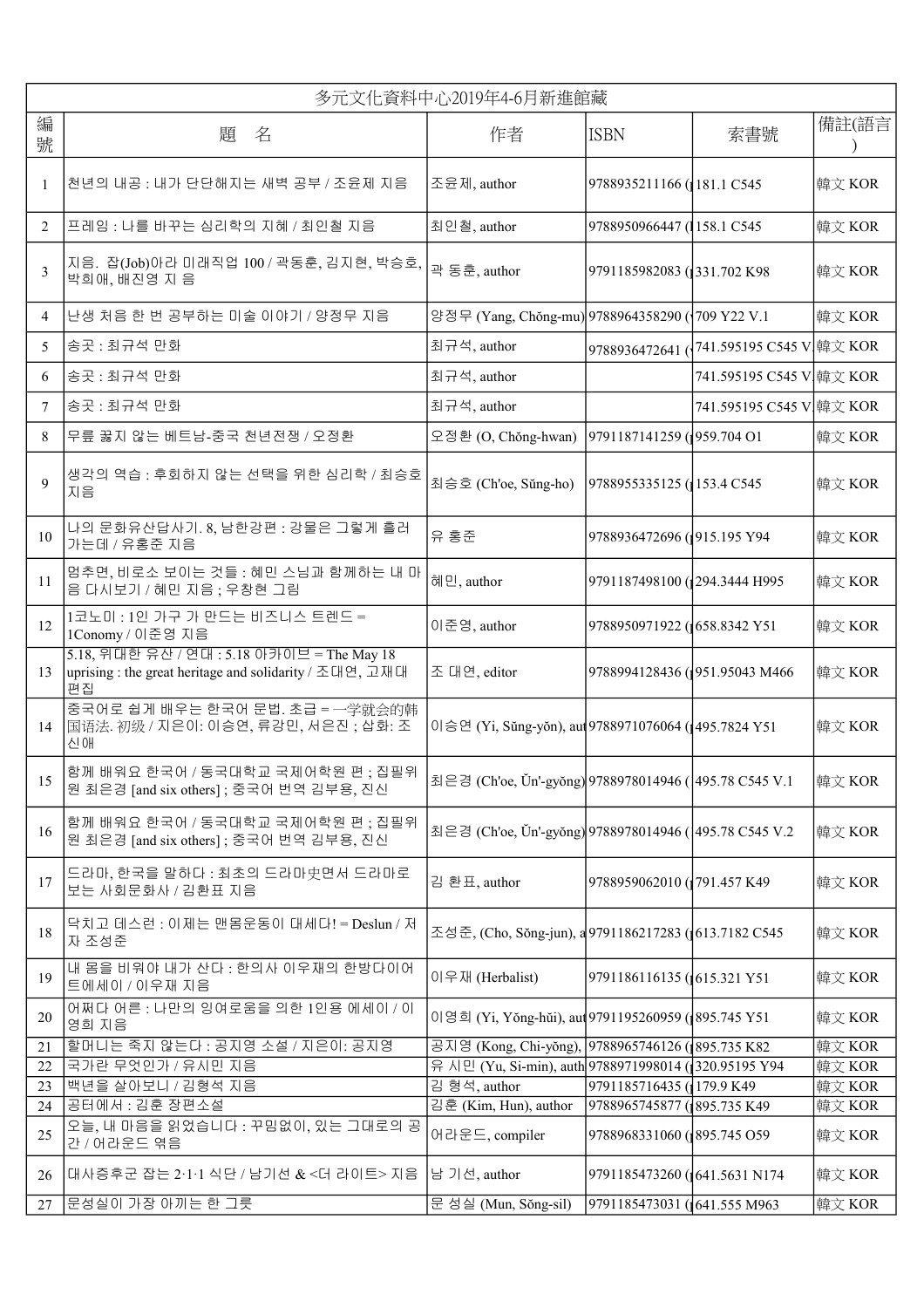| 多元文化資料中心2019年4-6月新進館藏 | | | | | |
|---|---|---|---|---|---|
| 編號 | 題　名 | 作者 | ISBN | 索書號 | 備註(語言) |
| 1 | 천년의 내공 : 내가 단단해지는 새벽 공부 / 조윤제 지음 | 조윤제, author | 9788935211166 ( | 181.1 C545 | 韓文 KOR |
| 2 | 프레임 : 나를 바꾸는 심리학의 지혜 / 최인철 지음 | 최인철, author | 9788950966447 ( | 158.1 C545 | 韓文 KOR |
| 3 | 지음. 잡(Job)아라 미래직업 100 / 곽동훈, 김지현, 박승호, 박희애, 배진영 지 음 | 곽 동훈, author | 9791185982083 ( | 331.702 K98 | 韓文 KOR |
| 4 | 난생 처음 한 번 공부하는 미술 이야기 / 양정무 지음 | 양정무 (Yang, Chŏng-mu) | 9788964358290 ( | 709 Y22 V.1 | 韓文 KOR |
| 5 | 송곳 : 최규석 만화 | 최규석, author | 9788936472641 ( | 741.595195 C545 V | 韓文 KOR |
| 6 | 송곳 : 최규석 만화 | 최규석, author | | 741.595195 C545 V | 韓文 KOR |
| 7 | 송곳 : 최규석 만화 | 최규석, author | | 741.595195 C545 V | 韓文 KOR |
| 8 | 무릎 꿇지 않는 베트남-중국 천년전쟁 / 오정환 | 오정환 (O, Chŏng-hwan) | 9791187141259 ( | 959.704 O1 | 韓文 KOR |
| 9 | 생각의 역습 : 후회하지 않는 선택을 위한 심리학 / 최승호 지음 | 최승호 (Ch'oe, Sŭng-ho) | 9788955335125 ( | 153.4 C545 | 韓文 KOR |
| 10 | 나의 문화유산답사기. 8, 남한강편 : 강물은 그렇게 흘러가는데 / 유홍준 지음 | 유 홍준 | 9788936472696 ( | 915.195 Y94 | 韓文 KOR |
| 11 | 멈추면, 비로소 보이는 것들 : 혜민 스님과 함께하는 내 마음 다시보기 / 혜민 지음 ; 우창헌 그림 | 혜민, author | 9791187498100 ( | 294.3444 H995 | 韓文 KOR |
| 12 | 1코노미 : 1인 가구 가 만드는 비즈니스 트렌드 = 1Conomy / 이준영 지음 | 이준영, author | 9788950971922 ( | 658.8342 Y51 | 韓文 KOR |
| 13 | 5.18, 위대한 유산 / 연대 : 5.18 아카이브 = The May 18 uprising : the great heritage and solidarity / 조대연, 고재대 편집 | 조 대연, editor | 9788994128436 ( | 951.95043 M466 | 韓文 KOR |
| 14 | 중국어로 쉽게 배우는 한국어 문법. 초급 = 一学就会的韩国语法. 初级 / 지은이: 이승연, 류강민, 서은진 ; 삽화: 조신애 | 이승연 (Yi, Sŭng-yŏn), aut | 9788971076064 ( | 495.7824 Y51 | 韓文 KOR |
| 15 | 함께 배워요 한국어 / 동국대학교 국제어학원 편 ; 집필위원 최은경 [and six others] ; 중국어 번역 김부용, 진신 | 최은경 (Ch'oe, Ŭn'-gyŏng) | 9788978014946 ( | 495.78 C545 V.1 | 韓文 KOR |
| 16 | 함께 배워요 한국어 / 동국대학교 국제어학원 편 ; 집필위원 최은경 [and six others] ; 중국어 번역 김부용, 진신 | 최은경 (Ch'oe, Ŭn'-gyŏng) | 9788978014946 ( | 495.78 C545 V.2 | 韓文 KOR |
| 17 | 드라마, 한국을 말하다 : 최초의 드라마史면서 드라마로 보는 사회문화사 / 김환표 지음 | 김 환표, author | 9788959062010 ( | 791.457 K49 | 韓文 KOR |
| 18 | 닥치고 데스런 : 이제는 맨몸운동이 대세다! = Deslun / 저자 조성준 | 조성준, (Cho, Sŏng-jun), a | 9791186217283 ( | 613.7182 C545 | 韓文 KOR |
| 19 | 내 몸을 비워야 내가 산다 : 한의사 이우재의 한방다이어트에세이 / 이우재 지음 | 이우재 (Herbalist) | 9791186116135 ( | 615.321 Y51 | 韓文 KOR |
| 20 | 어쩌다 어른 : 나만의 잉여로움을 의한 1인용 에세이 / 이영희 지음 | 이영희 (Yi, Yŏng-hŭi), aut | 9791195260959 ( | 895.745 Y51 | 韓文 KOR |
| 21 | 할머니는 죽지 않는다 : 공지영 소설 / 지은이: 공지영 | 공지영 (Kong, Chi-yŏng), | 9788965746126 ( | 895.735 K82 | 韓文 KOR |
| 22 | 국가란 무엇인가 / 유시민 지음 | 유 시민 (Yu, Si-min), auth | 9788971998014 ( | 320.95195 Y94 | 韓文 KOR |
| 23 | 백년을 살아보니 / 김형석 지음 | 김 형석, author | 9791185716435 ( | 179.9 K49 | 韓文 KOR |
| 24 | 공터에서 : 김훈 장편소설 | 김훈 (Kim, Hun), author | 9788965745877 ( | 895.735 K49 | 韓文 KOR |
| 25 | 오늘, 내 마음을 읽었습니다 : 꾸밈없이, 있는 그대로의 공간 / 어라운드 엮음 | 어라운드, compiler | 9788968331060 ( | 895.745 O59 | 韓文 KOR |
| 26 | 대사증후군 잡는 2·1·1 식단 / 남기선 & <더 라이트> 지음 | 남 기선, author | 9791185473260 ( | 641.5631 N174 | 韓文 KOR |
| 27 | 문성실이 가장 아끼는 한 그릇 | 문 성실 (Mun, Sŏng-sil) | 9791185473031 ( | 641.555 M963 | 韓文 KOR |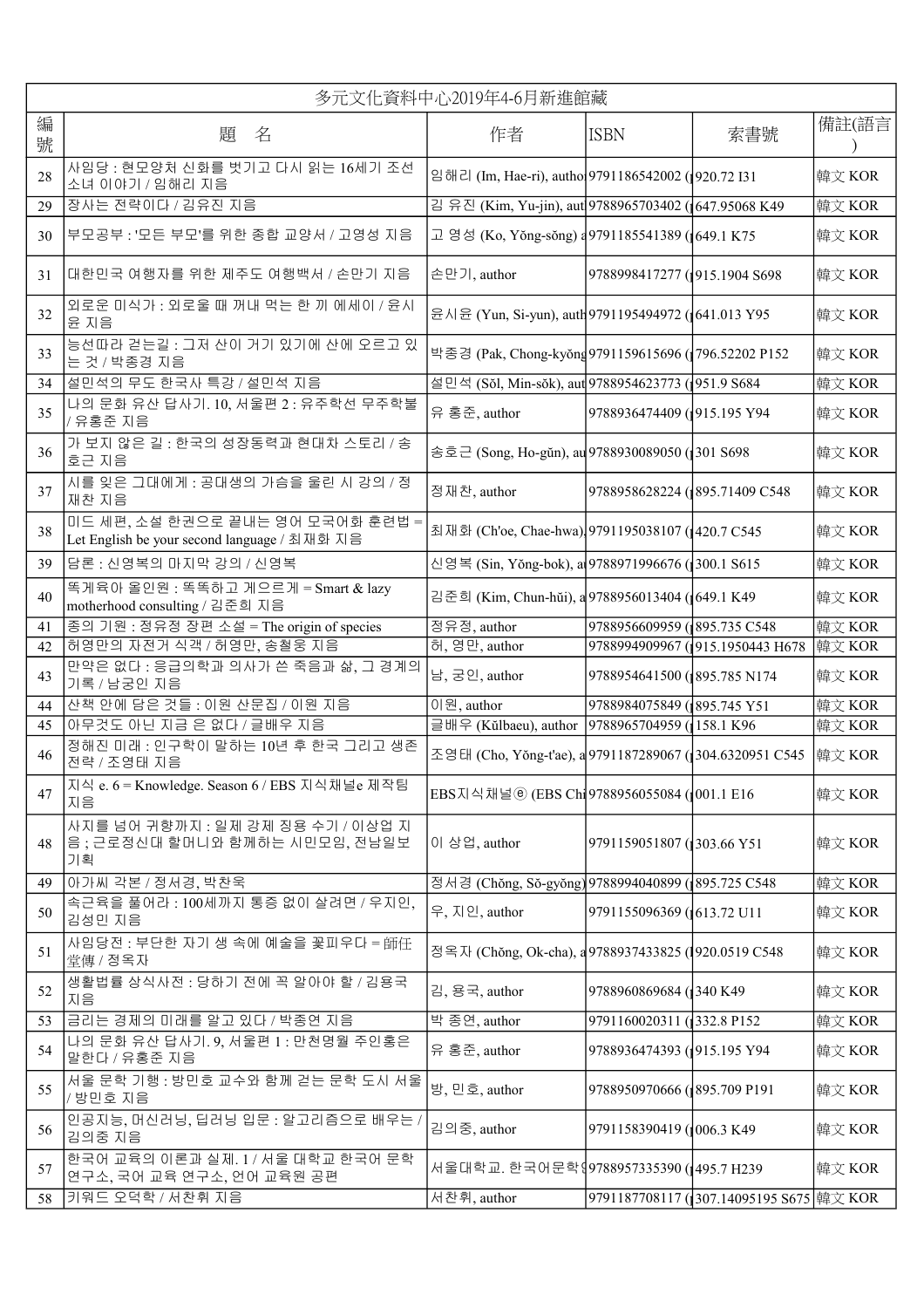| 多元文化資料中心2019年4-6月新進館藏 | | | | | |
|---|---|---|---|---|---|
| 編號 | 題　名 | 作者 | ISBN | 索書號 | 備註(語言) |
| 28 | 사임당 : 현모양처 신화를 벗기고 다시 읽는 16세기 조선 소녀 이야기 / 임해리 지음 | 임해리 (Im, Hae-ri), autho | 9791186542002 ( | 920.72 I31 | 韓文 KOR |
| 29 | 장사는 전략이다 / 김유진 지음 | 김 유진 (Kim, Yu-jin), aut | 9788965703402 ( | 647.95068 K49 | 韓文 KOR |
| 30 | 부모공부 : '모든 부모'를 위한 종합 교양서 / 고영성 지음 | 고 영성 (Ko, Yŏng-sŏng) a | 9791185541389 ( | 649.1 K75 | 韓文 KOR |
| 31 | 대한민국 여행자를 위한 제주도 여행백서 / 손만기 지음 | 손만기, author | 9788998417277 ( | 915.1904 S698 | 韓文 KOR |
| 32 | 외로운 미식가 : 외로울 때 꺼내 먹는 한 끼 에세이 / 윤시윤 지음 | 윤시윤 (Yun, Si-yun), auth | 9791195494972 ( | 641.013 Y95 | 韓文 KOR |
| 33 | 능선따라 걷는길 : 그저 산이 거기 있기에 산에 오르고 있는 것 / 박종경 지음 | 박종경 (Pak, Chong-kyŏng | 9791159615696 ( | 796.52202 P152 | 韓文 KOR |
| 34 | 설민석의 무도 한국사 특강 / 설민석 지음 | 설민석 (Sŏl, Min-sŏk), aut | 9788954623773 ( | 951.9 S684 | 韓文 KOR |
| 35 | 나의 문화 유산 답사기. 10, 서울편 2 : 유주학선 무주학불 / 유홍준 지음 | 유 홍준, author | 9788936474409 ( | 915.195 Y94 | 韓文 KOR |
| 36 | 가 보지 않은 길 : 한국의 성장동력과 현대차 스토리 / 송호근 지음 | 송호근 (Song, Ho-gŭn), au | 9788930089050 ( | 301 S698 | 韓文 KOR |
| 37 | 시를 잊은 그대에게 : 공대생의 가슴을 울린 시 강의 / 정재찬 지음 | 정재찬, author | 9788958628224 ( | 895.71409 C548 | 韓文 KOR |
| 38 | 미드 세편, 소설 한권으로 끝내는 영어 모국어화 훈련법 = Let English be your second language / 최재화 지음 | 최재화 (Ch'oe, Chae-hwa), | 9791195038107 ( | 420.7 C545 | 韓文 KOR |
| 39 | 담론 : 신영복의 마지막 강의 / 신영복 | 신영복 (Sin, Yŏng-bok), a | 9788971996676 ( | 300.1 S615 | 韓文 KOR |
| 40 | 똑게육아 올인원 : 똑똑하고 게으르게 = Smart & lazy motherhood consulting / 김준희 지음 | 김준희 (Kim, Chun-hŭi), a | 9788956013404 ( | 649.1 K49 | 韓文 KOR |
| 41 | 종의 기원 : 정유정 장편 소설 = The origin of species | 정유정, author | 9788956609959 ( | 895.735 C548 | 韓文 KOR |
| 42 | 허영만의 자전거 식객 / 허영만, 송철웅 지음 | 허, 영만, author | 9788994909967 ( | 915.1950443 H678 | 韓文 KOR |
| 43 | 만약은 없다 : 응급의학과 의사가 쓴 죽음과 삶, 그 경계의 기록 / 남궁인 지음 | 남, 궁인, author | 9788954641500 ( | 895.785 N174 | 韓文 KOR |
| 44 | 산책 안에 담은 것들 : 이원 산문집 / 이원 지음 | 이원, author | 9788984075849 ( | 895.745 Y51 | 韓文 KOR |
| 45 | 아무것도 아닌 지금 은 없다 / 글배우 지음 | 글배우 (Kŭlbaeu), author | 9788965704959 ( | 158.1 K96 | 韓文 KOR |
| 46 | 정해진 미래 : 인구학이 말하는 10년 후 한국 그리고 생존 전략 / 조영태 지음 | 조영태 (Cho, Yŏng-t'ae), a | 9791187289067 ( | 304.6320951 C545 | 韓文 KOR |
| 47 | 지식 e. 6 = Knowledge. Season 6 / EBS 지식채널e 제작팀 지음 | EBS지식채널ⓔ (EBS Chi | 9788956055084 ( | 001.1 E16 | 韓文 KOR |
| 48 | 사지를 넘어 귀향까지 : 일제 강제 징용 수기 / 이상업 지음 ; 근로정신대 할머니와 함께하는 시민모임, 전남일보 기획 | 이 상업, author | 9791159051807 ( | 303.66 Y51 | 韓文 KOR |
| 49 | 아가씨 각본 / 정서경, 박찬욱 | 정서경 (Chŏng, Sŏ-gyŏng) | 9788994040899 ( | 895.725 C548 | 韓文 KOR |
| 50 | 속근육을 풀어라 : 100세까지 통증 없이 살려면 / 우지인, 김성민 지음 | 우, 지인, author | 9791155096369 ( | 613.72 U11 | 韓文 KOR |
| 51 | 사임당전 : 부단한 자기 생 속에 예술을 꽃피우다 = 師任堂傳 / 정옥자 | 정옥자 (Chŏng, Ok-cha), a | 9788937433825 ( | 920.0519 C548 | 韓文 KOR |
| 52 | 생활법률 상식사전 : 당하기 전에 꼭 알아야 할 / 김용국 지음 | 김, 용국, author | 9788960869684 ( | 340 K49 | 韓文 KOR |
| 53 | 금리는 경제의 미래를 알고 있다 / 박종연 지음 | 박 종연, author | 9791160020311 ( | 332.8 P152 | 韓文 KOR |
| 54 | 나의 문화 유산 답사기. 9, 서울편 1 : 만천명월 주인옹은 말한다 / 유홍준 지음 | 유 홍준, author | 9788936474393 ( | 915.195 Y94 | 韓文 KOR |
| 55 | 서울 문학 기행 : 방민호 교수와 함께 걷는 문학 도시 서울 / 방민호 지음 | 방, 민호, author | 9788950970666 ( | 895.709 P191 | 韓文 KOR |
| 56 | 인공지능, 머신러닝, 딥러닝 입문 : 알고리즘으로 배우는 / 김의중 지음 | 김의중, author | 9791158390419 ( | 006.3 K49 | 韓文 KOR |
| 57 | 한국어 교육의 이론과 실제. 1 / 서울 대학교 한국어 문학 연구소, 국어 교육 연구소, 언어 교육원 공편 | 서울대학교. 한국어문학 | 9788957335390 ( | 495.7 H239 | 韓文 KOR |
| 58 | 키워드 오덕학 / 서찬휘 지음 | 서찬휘, author | 9791187708117 ( | 307.14095195 S675 | 韓文 KOR |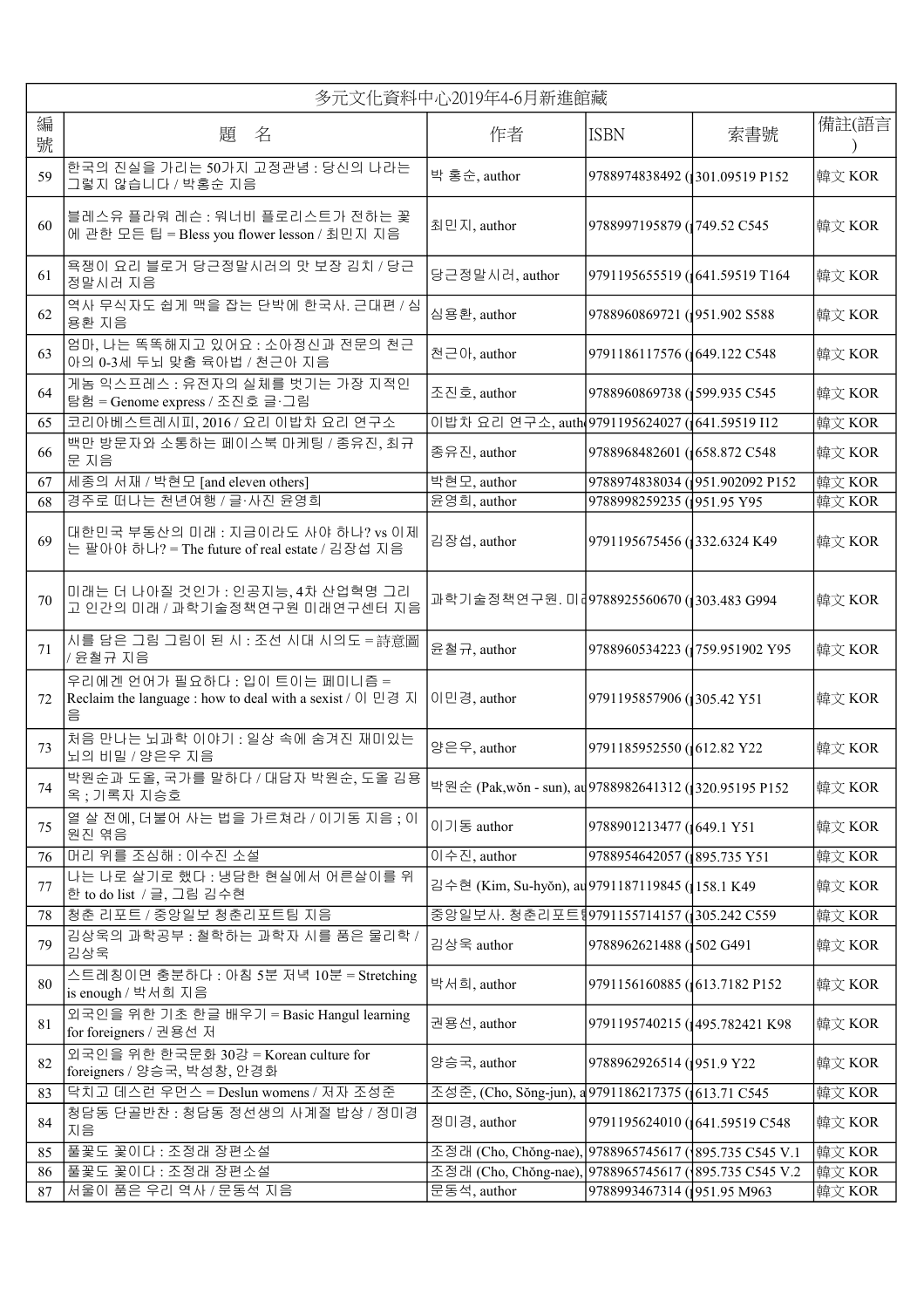| 多元文化資料中心2019年4-6月新進館藏 | | | | | |
|---|---|---|---|---|---|
| 編號 | 題　名 | 作者 | ISBN | 索書號 | 備註(語言) |
| 59 | 한국의 진실을 가리는 50가지 고정관념 : 당신의 나라는 그렇지 않습니다 / 박홍순 지음 | 박 홍순, author | 9788974838492 ( | 301.09519 P152 | 韓文 KOR |
| 60 | 블레스유 플라워 레슨 : 워너비 플로리스트가 전하는 꽃에 관한 모든 팁 = Bless you flower lesson / 최민지 지음 | 최민지, author | 9788997195879 ( | 749.52 C545 | 韓文 KOR |
| 61 | 욕쟁이 요리 블로거 당근정말시러의 맛 보장 김치 / 당근정말시러 지음 | 당근정말시러, author | 9791195655519 ( | 641.59519 T164 | 韓文 KOR |
| 62 | 역사 무식자도 쉽게 맥을 잡는 단박에 한국사. 근대편 / 심용환 지음 | 심용환, author | 9788960869721 ( | 951.902 S588 | 韓文 KOR |
| 63 | 엄마, 나는 똑똑해지고 있어요 : 소아정신과 전문의 천근아의 0-3세 두뇌 맞춤 육아법 / 천근아 지음 | 천근아, author | 9791186117576 ( | 649.122 C548 | 韓文 KOR |
| 64 | 게놈 익스프레스 : 유전자의 실체를 벗기는 가장 지적인 탐험 = Genome express / 조진호 글·그림 | 조진호, author | 9788960869738 ( | 599.935 C545 | 韓文 KOR |
| 65 | 코리아베스트레시피, 2016 / 요리 이밥차 요리 연구소 | 이밥차 요리 연구소, auth | 9791195624027 ( | 641.59519 I12 | 韓文 KOR |
| 66 | 백만 방문자와 소통하는 페이스북 마케팅 / 종유진, 최규문 지음 | 종유진, author | 9788968482601 ( | 658.872 C548 | 韓文 KOR |
| 67 | 세종의 서재 / 박현모 [and eleven others] | 박현모, author | 9788974838034 ( | 951.902092 P152 | 韓文 KOR |
| 68 | 경주로 떠나는 천년여행 / 글·사진 윤영희 | 윤영희, author | 9788998259235 ( | 951.95 Y95 | 韓文 KOR |
| 69 | 대한민국 부동산의 미래 : 지금이라도 사야 하나? vs 이제는 팔아야 하나? = The future of real estate / 김장섭 지음 | 김장섭, author | 9791195675456 ( | 332.6324 K49 | 韓文 KOR |
| 70 | 미래는 더 나아질 것인가 : 인공지능, 4차 산업혁명 그리고 인간의 미래 / 과학기술정책연구원 미래연구센터 지음 | 과학기술정책연구원. 미ㄹ | 9788925560670 ( | 303.483 G994 | 韓文 KOR |
| 71 | 시를 담은 그림 그림이 된 시 : 조선 시대 시의도 = 詩意圖 / 윤철규 지음 | 윤철규, author | 9788960534223 ( | 759.951902 Y95 | 韓文 KOR |
| 72 | 우리에겐 언어가 필요하다 : 입이 트이는 페미니즘 = Reclaim the language : how to deal with a sexist / 이 민경 지음 | 이민경, author | 9791195857906 ( | 305.42 Y51 | 韓文 KOR |
| 73 | 처음 만나는 뇌과학 이야기 : 일상 속에 숨겨진 재미있는 뇌의 비밀 / 양은우 지음 | 양은우, author | 9791185952550 ( | 612.82 Y22 | 韓文 KOR |
| 74 | 박원순과 도올, 국가를 말하다 / 대담자 박원순, 도올 김용옥 ; 기록자 지승호 | 박원순 (Pak,wŏn - sun), au | 9788982641312 ( | 320.95195 P152 | 韓文 KOR |
| 75 | 열 살 전에, 더불어 사는 법을 가르쳐라 / 이기동 지음 ; 이원진 엮음 | 이기동 author | 9788901213477 ( | 649.1 Y51 | 韓文 KOR |
| 76 | 머리 위를 조심해 : 이수진 소설 | 이수진, author | 9788954642057 ( | 895.735 Y51 | 韓文 KOR |
| 77 | 나는 나로 살기로 했다 : 냉담한 현실에서 어른살이를 위한 to do list / 글, 그림 김수현 | 김수현 (Kim, Su-hyŏn), au | 9791187119845 ( | 158.1 K49 | 韓文 KOR |
| 78 | 청춘 리포트 / 중앙일보 청춘리포트팀 지음 | 중앙일보사. 청춘리포트目 | 9791155714157 ( | 305.242 C559 | 韓文 KOR |
| 79 | 김상욱의 과학공부 : 철학하는 과학자 시를 품은 물리학 / 김상욱 | 김상욱 author | 9788962621488 ( | 502 G491 | 韓文 KOR |
| 80 | 스트레칭이면 충분하다 : 아침 5분 저녁 10분 = Stretching is enough / 박서희 지음 | 박서희, author | 9791156160885 ( | 613.7182 P152 | 韓文 KOR |
| 81 | 외국인을 위한 기초 한글 배우기 = Basic Hangul learning for foreigners / 권용선 저 | 권용선, author | 9791195740215 ( | 495.782421 K98 | 韓文 KOR |
| 82 | 외국인을 위한 한국문화 30강 = Korean culture for foreigners / 양승국, 박성창, 안경화 | 양승국, author | 9788962926514 ( | 951.9 Y22 | 韓文 KOR |
| 83 | 닥치고 데스런 우먼스 = Deslun womens / 저자 조성준 | 조성준, (Cho, Sŏng-jun), a | 9791186217375 ( | 613.71 C545 | 韓文 KOR |
| 84 | 청담동 단골반찬 : 청담동 정선생의 사계절 밥상 / 정미경 지음 | 정미경, author | 9791195624010 ( | 641.59519 C548 | 韓文 KOR |
| 85 | 풀꽃도 꽃이다 : 조정래 장편소설 | 조정래 (Cho, Chŏng-nae), | 9788965745617 ( | 895.735 C545 V.1 | 韓文 KOR |
| 86 | 풀꽃도 꽃이다 : 조정래 장편소설 | 조정래 (Cho, Chŏng-nae), | 9788965745617 ( | 895.735 C545 V.2 | 韓文 KOR |
| 87 | 서울이 품은 우리 역사 / 문동석 지음 | 문동석, author | 9788993467314 ( | 951.95 M963 | 韓文 KOR |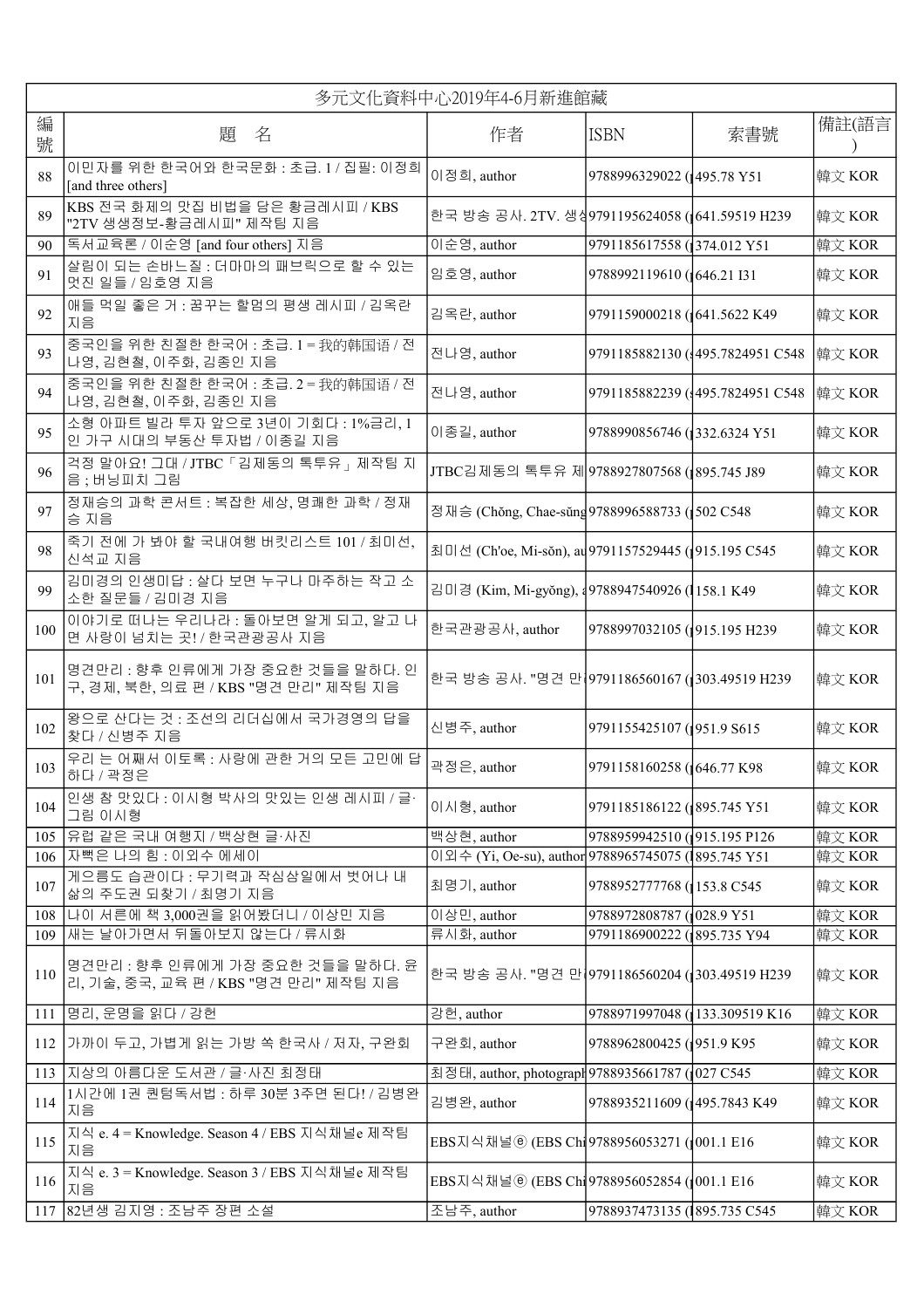| 多元文化資料中心2019年4-6月新進館藏 | | | | | |
|---|---|---|---|---|---|
| 編號 | 題　名 | 作者 | ISBN | 索書號 | 備註(語言) |
| 88 | 이민자를 위한 한국어와 한국문화 : 초급. 1 / 집필: 이정희 [and three others] | 이정희, author | 9788996329022 (| 495.78 Y51 | 韓文 KOR |
| 89 | KBS 전국 화제의 맛집 비법을 담은 황금레시피 / KBS "2TV 생생정보-황금레시피" 제작팀 지음 | 한국 방송 공사. 2TV. 생성 | 9791195624058 (| 641.59519 H239 | 韓文 KOR |
| 90 | 독서교육론 / 이순영 [and four others] 지음 | 이순영, author | 9791185617558 (| 374.012 Y51 | 韓文 KOR |
| 91 | 살림이 되는 손바느질 : 더마마의 패브릭으로 할 수 있는 멋진 일들 / 임호영 지음 | 임호영, author | 9788992119610 (| 646.21 I31 | 韓文 KOR |
| 92 | 애들 먹일 좋은 거 : 꿈꾸는 할멈의 평생 레시피 / 김옥란 지음 | 김옥란, author | 9791159000218 (| 641.5622 K49 | 韓文 KOR |
| 93 | 중국인을 위한 친절한 한국어 : 초급. 1 = 我的韩国语 / 전나영, 김현철, 이주화, 김종인 지음 | 전나영, author | 9791185882130 (| 495.7824951 C548 | 韓文 KOR |
| 94 | 중국인을 위한 친절한 한국어 : 초급. 2 = 我的韩国语 / 전나영, 김현철, 이주화, 김종인 지음 | 전나영, author | 9791185882239 (| 495.7824951 C548 | 韓文 KOR |
| 95 | 소형 아파트 빌라 투자 앞으로 3년이 기회다 : 1%금리, 1인 가구 시대의 부동산 투자법 / 이종길 지음 | 이종길, author | 9788990856746 (| 332.6324 Y51 | 韓文 KOR |
| 96 | 걱정 말아요! 그대 / JTBC「김제동의 톡투유」제작팀 지음 ; 버닝피치 그림 | JTBC김제동의 톡투유 제 | 9788927807568 (| 895.745 J89 | 韓文 KOR |
| 97 | 정재승의 과학 콘서트 : 복잡한 세상, 명쾌한 과학 / 정재승 지음 | 정재승 (Chŏng, Chae-sŭng | 9788996588733 (| 502 C548 | 韓文 KOR |
| 98 | 죽기 전에 가 봐야 할 국내여행 버킷리스트 101 / 최미선, 신석교 지음 | 최미선 (Ch'oe, Mi-sŏn), au | 9791157529445 (| 915.195 C545 | 韓文 KOR |
| 99 | 김미경의 인생미답 : 살다 보면 누구나 마주하는 작고 소소한 질문들 / 김미경 지음 | 김미경 (Kim, Mi-gyŏng), a | 9788947540926 (| 158.1 K49 | 韓文 KOR |
| 100 | 이야기로 떠나는 우리나라 : 돌아보면 알게 되고, 알고 나면 사랑이 넘치는 곳! / 한국관광공사 지음 | 한국관광공사, author | 9788997032105 (| 915.195 H239 | 韓文 KOR |
| 101 | 명견만리 : 향후 인류에게 가장 중요한 것들을 말하다. 인구, 경제, 북한, 의료 편 / KBS "명견 만리" 제작팀 지음 | 한국 방송 공사. "명견 만 | 9791186560167 (| 303.49519 H239 | 韓文 KOR |
| 102 | 왕으로 산다는 것 : 조선의 리더십에서 국가경영의 답을 찾다 / 신병주 지음 | 신병주, author | 9791155425107 (| 951.9 S615 | 韓文 KOR |
| 103 | 우리 는 어째서 이토록 : 사랑에 관한 거의 모든 고민에 답하다 / 곽정은 | 곽정은, author | 9791158160258 (| 646.77 K98 | 韓文 KOR |
| 104 | 인생 참 맛있다 : 이시형 박사의 맛있는 인생 레시피 / 글·그림 이시형 | 이시형, author | 9791185186122 (| 895.745 Y51 | 韓文 KOR |
| 105 | 유럽 같은 국내 여행지 / 백상현 글·사진 | 백상현, author | 9788959942510 (| 915.195 P126 | 韓文 KOR |
| 106 | 자뻑은 나의 힘 : 이외수 에세이 | 이외수 (Yi, Oe-su), author | 9788965745075 (| 895.745 Y51 | 韓文 KOR |
| 107 | 게으름도 습관이다 : 무기력과 작심삼일에서 벗어나 내 삶의 주도권 되찾기 / 최명기 지음 | 최명기, author | 9788952777768 (| 153.8 C545 | 韓文 KOR |
| 108 | 나이 서른에 책 3,000권을 읽어봤더니 / 이상민 지음 | 이상민, author | 9788972808787 (| 028.9 Y51 | 韓文 KOR |
| 109 | 새는 날아가면서 뒤돌아보지 않는다 / 류시화 | 류시화, author | 9791186900222 (| 895.735 Y94 | 韓文 KOR |
| 110 | 명견만리 : 향후 인류에게 가장 중요한 것들을 말하다. 윤리, 기술, 중국, 교육 편 / KBS "명견 만리" 제작팀 지음 | 한국 방송 공사. "명견 만 | 9791186560204 (| 303.49519 H239 | 韓文 KOR |
| 111 | 명리, 운명을 읽다 / 강헌 | 강헌, author | 9788971997048 (| 133.309519 K16 | 韓文 KOR |
| 112 | 가까이 두고, 가볍게 읽는 가방 쏙 한국사 / 저자, 구완회 | 구완회, author | 9788962800425 (| 951.9 K95 | 韓文 KOR |
| 113 | 지상의 아름다운 도서관 / 글·사진 최정태 | 최정태, author, photograph | 9788935661787 (| 027 C545 | 韓文 KOR |
| 114 | 1시간에 1권 퀀텀독서법 : 하루 30분 3주면 된다! / 김병완 지음 | 김병완, author | 9788935211609 (| 495.7843 K49 | 韓文 KOR |
| 115 | 지식 e. 4 = Knowledge. Season 4 / EBS 지식채널e 제작팀 지음 | EBS지식채널ⓔ (EBS Chi | 9788956053271 (| 001.1 E16 | 韓文 KOR |
| 116 | 지식 e. 3 = Knowledge. Season 3 / EBS 지식채널e 제작팀 지음 | EBS지식채널ⓔ (EBS Chi | 9788956052854 (| 001.1 E16 | 韓文 KOR |
| 117 | 82년생 김지영 : 조남주 장편 소설 | 조남주, author | 9788937473135 (| 895.735 C545 | 韓文 KOR |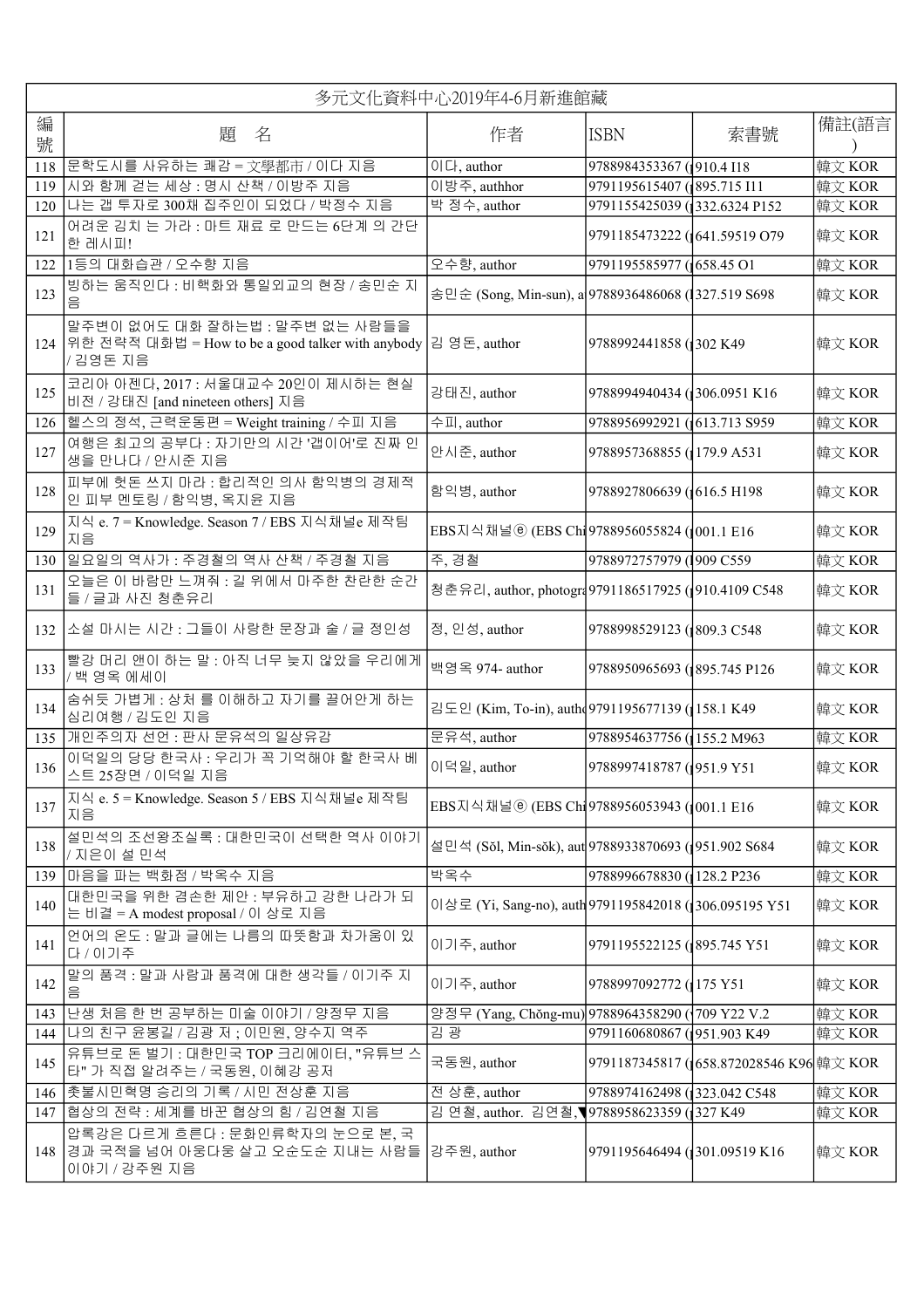| 多元文化資料中心2019年4-6月新進館藏 | | | | | |
|---|---|---|---|---|---|
| 編號 | 題　名 | 作者 | ISBN | 索書號 | 備註(語言) |
| 118 | 문학도시를 사유하는 쾌감 = 文學都市 / 이다 지음 | 이다, author | 9788984353367 ( | 910.4 I18 | 韓文 KOR |
| 119 | 시와 함께 걷는 세상 : 명시 산책 / 이방주 지음 | 이방주, authhor | 9791195615407 ( | 895.715 I11 | 韓文 KOR |
| 120 | 나는 갭 투자로 300채 집주인이 되었다 / 박정수 지음 | 박 정수, author | 9791155425039 ( | 332.6324 P152 | 韓文 KOR |
| 121 | 어려운 김치 는 가라 : 마트 재료 로 만드는 6단계 의 간단한 레시피! | | 9791185473222 ( | 641.59519 O79 | 韓文 KOR |
| 122 | 1등의 대화습관 / 오수향 지음 | 오수향, author | 9791195585977 ( | 658.45 O1 | 韓文 KOR |
| 123 | 빙하는 움직인다 : 비핵화와 통일외교의 현장 / 송민순 지음 | 송민순 (Song, Min-sun), a | 9788936486068 ( | 327.519 S698 | 韓文 KOR |
| 124 | 말주변이 없어도 대화 잘하는법 : 말주변 없는 사람들을 위한 전략적 대화법 = How to be a good talker with anybody / 김영돈 지음 | 김 영돈, author | 9788992441858 ( | 302 K49 | 韓文 KOR |
| 125 | 코리아 아젠다, 2017 : 서울대교수 20인이 제시하는 현실 비전 / 강태진 [and nineteen others] 지음 | 강태진, author | 9788994940434 ( | 306.0951 K16 | 韓文 KOR |
| 126 | 헬스의 정석, 근력운동편 = Weight training / 수피 지음 | 수피, author | 9788956992921 ( | 613.713 S959 | 韓文 KOR |
| 127 | 여행은 최고의 공부다 : 자기만의 시간 '갭이어'로 진짜 인생을 만나다 / 안시준 지음 | 안시준, author | 9788957368855 ( | 179.9 A531 | 韓文 KOR |
| 128 | 피부에 헛돈 쓰지 마라 : 합리적인 의사 함익병의 경제적인 피부 멘토링 / 함익병, 옥지윤 지음 | 함익병, author | 9788927806639 ( | 616.5 H198 | 韓文 KOR |
| 129 | 지식 e. 7 = Knowledge. Season 7 / EBS 지식채널e 제작팀 지음 | EBS지식채널ⓔ (EBS Chi | 9788956055824 ( | 001.1 E16 | 韓文 KOR |
| 130 | 일요일의 역사가 : 주경철의 역사 산책 / 주경철 지음 | 주, 경철 | 9788972757979 ( | 909 C559 | 韓文 KOR |
| 131 | 오늘은 이 바람만 느껴줘 : 길 위에서 마주한 찬란한 순간들 / 글과 사진 청춘유리 | 청춘유리, author, photogra | 9791186517925 ( | 910.4109 C548 | 韓文 KOR |
| 132 | 소설 마시는 시간 : 그들이 사랑한 문장과 술 / 글 정인성 | 정, 인성, author | 9788998529123 ( | 809.3 C548 | 韓文 KOR |
| 133 | 빨강 머리 앤이 하는 말 : 아직 너무 늦지 않았을 우리에게 / 백 영옥 에세이 | 백영옥 974- author | 9788950965693 ( | 895.745 P126 | 韓文 KOR |
| 134 | 숨쉬듯 가볍게 : 상처 를 이해하고 자기를 끌어안게 하는 심리여행 / 김도인 지음 | 김도인 (Kim, To-in), autho | 9791195677139 ( | 158.1 K49 | 韓文 KOR |
| 135 | 개인주의자 선언 : 판사 문유석의 일상유감 | 문유석, author | 9788954637756 ( | 155.2 M963 | 韓文 KOR |
| 136 | 이덕일의 당당 한국사 : 우리가 꼭 기억해야 할 한국사 베스트 25장면 / 이덕일 지음 | 이덕일, author | 9788997418787 ( | 951.9 Y51 | 韓文 KOR |
| 137 | 지식 e. 5 = Knowledge. Season 5 / EBS 지식채널e 제작팀 지음 | EBS지식채널ⓔ (EBS Chi | 9788956053943 ( | 001.1 E16 | 韓文 KOR |
| 138 | 설민석의 조선왕조실록 : 대한민국이 선택한 역사 이야기 / 지은이 설 민석 | 설민석 (Sŏl, Min-sŏk), aut | 9788933870693 ( | 951.902 S684 | 韓文 KOR |
| 139 | 마음을 파는 백화점 / 박옥수 지음 | 박옥수 | 9788996678830 ( | 128.2 P236 | 韓文 KOR |
| 140 | 대한민국을 위한 겸손한 제안 : 부유하고 강한 나라가 되는 비결 = A modest proposal / 이 상로 지음 | 이상로 (Yi, Sang-no), auth | 9791195842018 ( | 306.095195 Y51 | 韓文 KOR |
| 141 | 언어의 온도 : 말과 글에는 나름의 따뜻함과 차가움이 있다 / 이기주 | 이기주, author | 9791195522125 ( | 895.745 Y51 | 韓文 KOR |
| 142 | 말의 품격 : 말과 사람과 품격에 대한 생각들 / 이기주 지음 | 이기주, author | 9788997092772 ( | 175 Y51 | 韓文 KOR |
| 143 | 난생 처음 한 번 공부하는 미술 이야기 / 양정무 지음 | 양정무 (Yang, Chŏng-mu) | 9788964358290 ( | 709 Y22 V.2 | 韓文 KOR |
| 144 | 나의 친구 윤봉길 / 김광 저 ; 이민원, 양수지 역주 | 김 광 | 9791160680867 ( | 951.903 K49 | 韓文 KOR |
| 145 | 유튜브로 돈 벌기 : 대한민국 TOP 크리에이터, "유튜브 스타" 가 직접 알려주는 / 국동원, 이혜강 공저 | 국동원, author | 9791187345817 ( | 658.872028546 K96 | 韓文 KOR |
| 146 | 촛불시민혁명 승리의 기록 / 시민 전상훈 지음 | 전 상훈, author | 9788974162498 ( | 323.042 C548 | 韓文 KOR |
| 147 | 협상의 전략 : 세계를 바꾼 협상의 힘 / 김연철 지음 | 김 연철, author. 김연철, | 9788958623359 ( | 327 K49 | 韓文 KOR |
| 148 | 압록강은 다르게 흐른다 : 문화인류학자의 눈으로 본, 국경과 국적을 넘어 아웅다웅 살고 오순도순 지내는 사람들 이야기 / 강주원 지음 | 강주원, author | 9791195646494 ( | 301.09519 K16 | 韓文 KOR |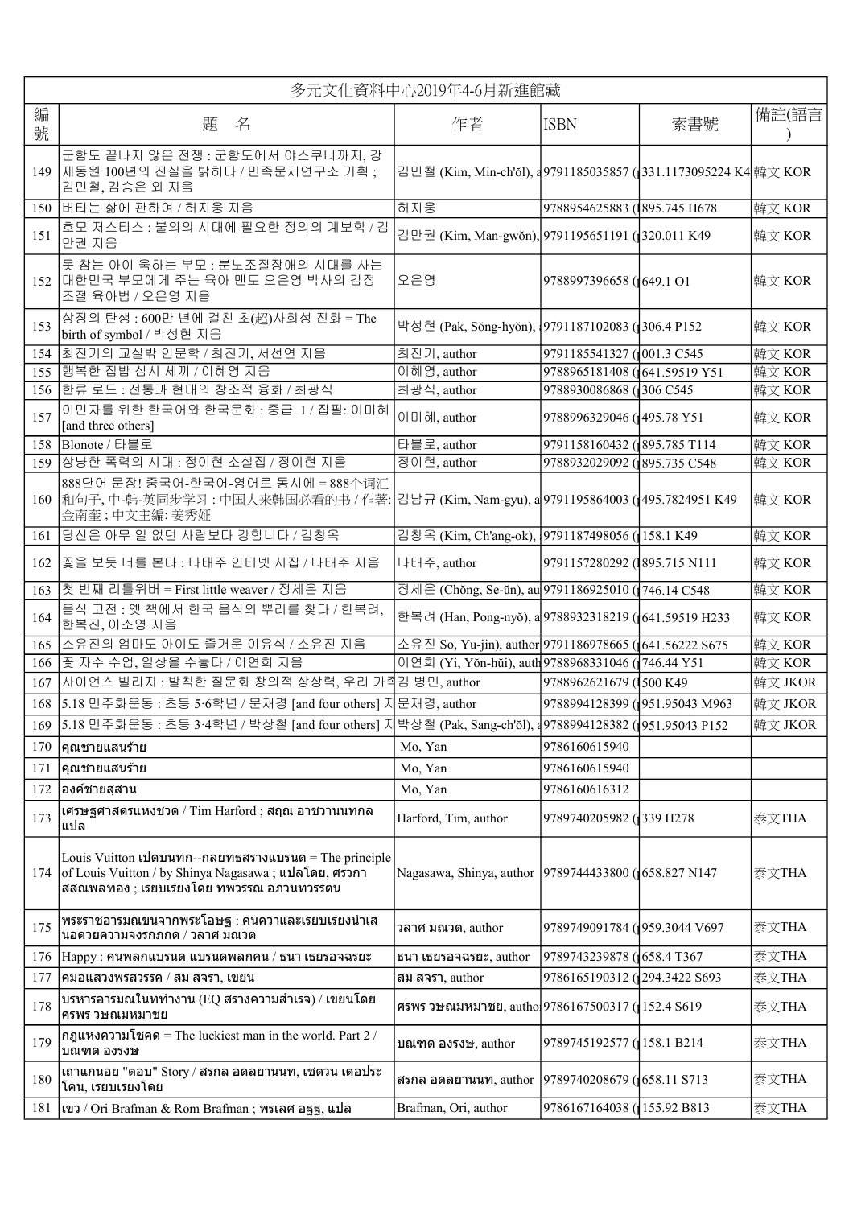| 多元文化資料中心2019年4-6月新進館藏 | | | | | |
|---|---|---|---|---|---|
| 編號 | 題　名 | 作者 | ISBN | 索書號 | 備註(語言) |
| 149 | 군함도 끝나지 않은 전쟁 : 군함도에서 야스쿠니까지, 강제동원 100년의 진실을 밝히다 / 민족문제연구소 기획 ; 김민철, 김승은 외 지음 | 김민철 (Kim, Min-ch'ŏl), a | 9791185035857 ( | 331.1173095224 K4 | 韓文 KOR |
| 150 | 버티는 삶에 관하여 / 허지웅 지음 | 허지웅 | 9788954625883 ( | 895.745 H678 | 韓文 KOR |
| 151 | 호모 저스티스 : 불의의 시대에 필요한 정의의 계보학 / 김만권 지음 | 김만권 (Kim, Man-gwŏn), | 9791195651191 ( | 320.011 K49 | 韓文 KOR |
| 152 | 못 참는 아이 욱하는 부모 : 분노조절장애의 시대를 사는 대한민국 부모에게 주는 육아 멘토 오은영 박사의 감정 조절 육아법 / 오은영 지음 | 오은영 | 9788997396658 ( | 649.1 O1 | 韓文 KOR |
| 153 | 상징의 탄생 : 600만 년에 걸친 초(超)사회성 진화 = The birth of symbol / 박성현 지음 | 박성현 (Pak, Sŏng-hyŏn), | 9791187102083 ( | 306.4 P152 | 韓文 KOR |
| 154 | 최진기의 교실밖 인문학 / 최진기, 서선연 지음 | 최진기, author | 9791185541327 ( | 001.3 C545 | 韓文 KOR |
| 155 | 행복한 집밥 삼시 세끼 / 이혜영 지음 | 이혜영, author | 9788965181408 ( | 641.59519 Y51 | 韓文 KOR |
| 156 | 한류 로드 : 전통과 현대의 창조적 융화 / 최광식 | 최광식, author | 9788930086868 ( | 306 C545 | 韓文 KOR |
| 157 | 이민자를 위한 한국어와 한국문화 : 중급. 1 / 집필: 이미혜 [and three others] | 이미혜, author | 9788996329046 ( | 495.78 Y51 | 韓文 KOR |
| 158 | Blonote / 타블로 | 타블로, author | 9791158160432 ( | 895.785 T114 | 韓文 KOR |
| 159 | 상냥한 폭력의 시대 : 정이현 소설집 / 정이현 지음 | 정이현, author | 9788932029092 ( | 895.735 C548 | 韓文 KOR |
| 160 | 888단어 문장! 중국어-한국어-영어로 동시에 = 888个词汇和句子, 中-韩-英同步学习 : 中国人来韩国必看的书 / 作著: 金南奎 ; 中文主编: 姜秀娅 | 김남규 (Kim, Nam-gyu), a | 9791195864003 ( | 495.7824951 K49 | 韓文 KOR |
| 161 | 당신은 아무 일 없던 사람보다 강합니다 / 김창옥 | 김창옥 (Kim, Ch'ang-ok), | 9791187498056 ( | 158.1 K49 | 韓文 KOR |
| 162 | 꽃을 보듯 너를 본다 : 나태주 인터넷 시집 / 나태주 지음 | 나태주, author | 9791157280292 ( | 895.715 N111 | 韓文 KOR |
| 163 | 첫 번째 리틀위버 = First little weaver / 정세은 지음 | 정세은 (Chŏng, Se-ŭn), au | 9791186925010 ( | 746.14 C548 | 韓文 KOR |
| 164 | 음식 고전 : 옛 책에서 한국 음식의 뿌리를 찾다 / 한복려, 한복진, 이소영 지음 | 한복려 (Han, Pong-nyŏ), a | 9788932318219 ( | 641.59519 H233 | 韓文 KOR |
| 165 | 소유진의 엄마도 아이도 즐거운 이유식 / 소유진 지음 | 소유진 So, Yu-jin), author | 9791186978665 ( | 641.56222 S675 | 韓文 KOR |
| 166 | 꽃 자수 수업, 일상을 수놓다 / 이연희 지음 | 이연희 (Yi, Yŏn-hŭi), auth | 9788968331046 ( | 746.44 Y51 | 韓文 KOR |
| 167 | 사이언스 빌리지 : 발칙한 질문대 창의적 상상력, 우리 가족 | 김 병민, author | 9788962621679 ( | 500 K49 | 韓文 JKOR |
| 168 | 5.18 민주화운동 : 초등 5·6학년 / 문재경 [and four others] 지 | 문재경, author | 9788994128399 ( | 951.95043 M963 | 韓文 JKOR |
| 169 | 5.18 민주화운동 : 초등 3·4학년 / 박상철 [and four others] 지 | 박상철 (Pak, Sang-ch'ŏl), a | 9788994128382 ( | 951.95043 P152 | 韓文 JKOR |
| 170 | คุณชายแสนร้าย | Mo, Yan | 9786160615940 | | |
| 171 | คุณชายแสนร้าย | Mo, Yan | 9786160615940 | | |
| 172 | องค์ชายสุสาน | Mo, Yan | 9786160616312 | | |
| 173 | เศรษฐศาสตรแหงชวด / Tim Harford ; สฤณ อาชวานนทกล แปล | Harford, Tim, author | 9789740205982 ( | 339 H278 | 泰文THA |
| 174 | Louis Vuitton เปดบนทก--กลยทธสรางแบรนด = The principle of Louis Vuitton / by Shinya Nagasawa ; แปลโดย, ศรวภา สสณพลทอง ; เรยบเรยงโดย ทพวรรณ อภวนทวรรตน | Nagasawa, Shinya, author | 9789744433800 ( | 658.827 N147 | 泰文THA |
| 175 | พระราชอารมณขนจากพระโอษฐ : คนควาและเรยบเรยงนำเสนอดวยความจงรกภกด / วลาศ มณวต | วลาศ มณวต, author | 9789749091784 ( | 959.3044 V697 | 泰文THA |
| 176 | Happy : คนพลกแบรนด แบรนดพลกคน / ธนา เธยรอจฉรยะ | ธนา เธยรอจฉรยะ, author | 9789743239878 ( | 658.4 T367 | 泰文THA |
| 177 | หมอแสวงพรสวรรค / สม สจรา, เขยน | สม สจรา, author | 9786165190312 ( | 294.3422 S693 | 泰文THA |
| 178 | บรหารอารมณในทำงาน (EQ สรางความสำเรจ) / เขยนโดย ศรพร วษณมหมาชย | ศรพร วษณมหมาชย, autho | 9786167500317 ( | 152.4 S619 | 泰文THA |
| 179 | กฎแหงความโชคด = The luckiest man in the world. Part 2 / บณฑต องรงษ | บณฑต องรงษ, author | 9789745192577 ( | 158.1 B214 | 泰文THA |
| 180 | เถาแกนอย "ตอบ" Story / สรกล อดลยานนท, เชดวน เตอประโคน, เรยบเรยงโดย | สรกล อดลยานนท, author | 9789740208679 ( | 658.11 S713 | 泰文THA |
| 181 | เขว / Ori Brafman & Rom Brafman ; พรเลศ อฐฐ, แปล | Brafman, Ori, author | 9786167164038 ( | 155.92 B813 | 泰文THA |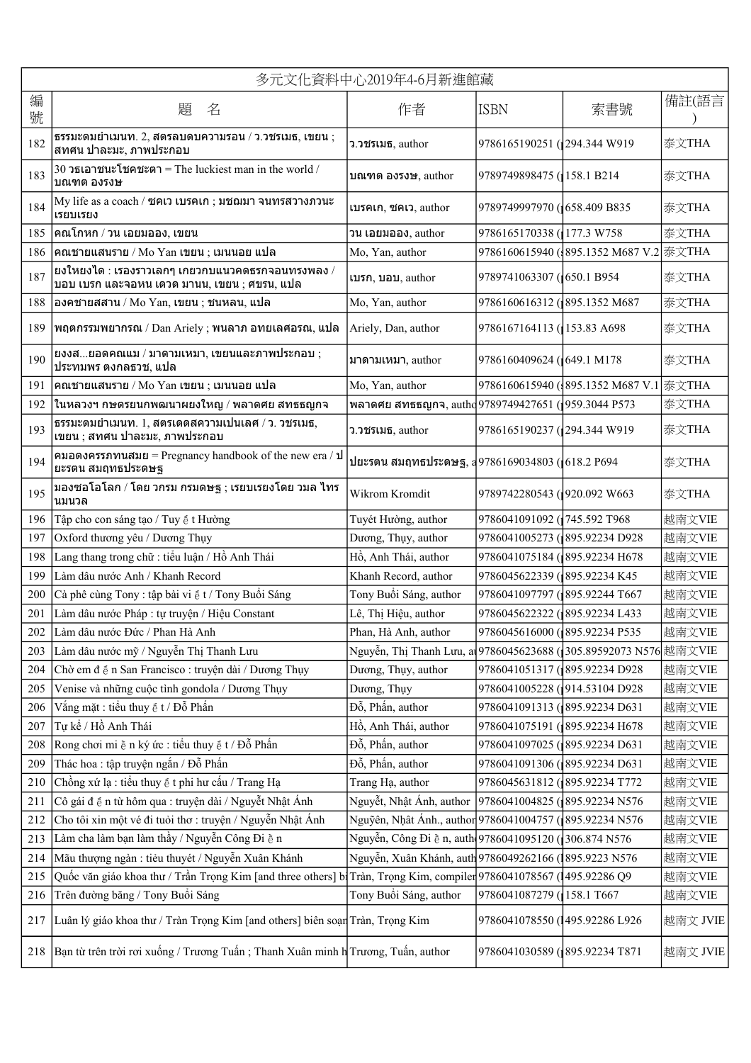| 多元文化資料中心2019年4-6月新進館藏 | | | | | |
|---|---|---|---|---|---|
| 編號 | 題　名 | 作者 | ISBN | 索書號 | 備註(語言) |
| 182 | ธรรมะตมยำเมนท. 2, สตรลบดบความรอน / ว.วชรเมธ, เขยน ; สทศน ปาละมะ, ภาพประกอบ | ว.วชรเมธ, author | 9786165190251 ( | 294.344 W919 | 泰文THA |
| 183 | 30 วธเอาชนะโชคชะตา = The luckiest man in the world / บณฑต องรงษ | บณฑต องรงษ, author | 9789749898475 ( | 158.1 B214 | 泰文THA |
| 184 | My life as a coach / ซคเว เบรคเก ; มชฌมา จนทรสวางภวนะ เรยบเรยง | เบรคเก, ซคเว, author | 9789749997970 ( | 658.409 B835 | 泰文THA |
| 185 | คณโกหก / วน เอยมอองง, เขยน | วน เอยมอองง, author | 9786165170338 ( | 177.3 W758 | 泰文THA |
| 186 | คณชายแสนราย / Mo Yan เขยน ; เมนนอย แปล | Mo, Yan, author | 9786160615940 ( | 895.1352 M687 V.2 | 泰文THA |
| 187 | ยงใหยงได : เรองราวเลกๆ เกยวกบแนวคดธรกจอนทรงพลง / บอบ เบรก และจอหน เดวด มานน, เขยน ; ศชรน, แปล | เบรก, บอบ, author | 9789741063307 ( | 650.1 B954 | 泰文THA |
| 188 | องคชายสสาน / Mo Yan, เขยน ; ชนหลน, แปล | Mo, Yan, author | 9786160616312 ( | 895.1352 M687 | 泰文THA |
| 189 | พฤตกรรมพยากรณ / Dan Ariely ; พนลาภ อทยเลศอรณ, แปล | Ariely, Dan, author | 9786167164113 ( | 153.83 A698 | 泰文THA |
| 190 | ยงงส...ยอดคณแม / มาดามเหมา, เขยนและภาพประกอบ ; ประทมพร ตงกลธวช, แปล | มาดามเหมา, author | 9786160409624 ( | 649.1 M178 | 泰文THA |
| 191 | คณชายแสนราย / Mo Yan เขยน ; เมนนอย แปล | Mo, Yan, author | 9786160615940 ( | 895.1352 M687 V.1 | 泰文THA |
| 192 | ในหลวงฯ กษตรยนกพฒนาผยงใหญ / พลาดศย สทธธญกจ | พลาดศย สทธธญกจ, autho | 9789749427651 ( | 959.3044 P573 | 泰文THA |
| 193 | ธรรมะตมยำเมนท. 1, สตรเดดสความเปนเลศ / ว. วชรเมธ, เขยน ; สทศน ปาละมะ, ภาพประกอบ | ว.วชรเมธ, author | 9786165190237 ( | 294.344 W919 | 泰文THA |
| 194 | คมอดงครรภทนสมย = Pregnancy handbook of the new era / ปยะรตน สมฤทธประดษฐ | ปยะรตน สมฤทธประดษฐ, a | 9786169034803 ( | 618.2 P694 | 泰文THA |
| 195 | มองซอโอโลก / โดย วกรม กรมดษฐ ; เรยบเรยงโดย วมล ไทรนมนวล | Wikrom Kromdit | 9789742280543 ( | 920.092 W663 | 泰文THA |
| 196 | Tập cho con sáng tạo / Tuy ế t Hường | Tuyết Hường, author | 9786041091092 ( | 745.592 T968 | 越南文VIE |
| 197 | Oxford thương yêu / Dương Thụy | Dương, Thụy, author | 9786041005273 ( | 895.92234 D928 | 越南文VIE |
| 198 | Lang thang trong chữ : tiểu luận / Hồ Anh Thái | Hồ, Anh Thái, author | 9786041075184 ( | 895.92234 H678 | 越南文VIE |
| 199 | Làm dâu nước Anh / Khanh Record | Khanh Record, author | 9786045622339 ( | 895.92234 K45 | 越南文VIE |
| 200 | Cà phê cùng Tony : tập bài vi ế t / Tony Buổi Sáng | Tony Buổi Sáng, author | 9786041097797 ( | 895.92244 T667 | 越南文VIE |
| 201 | Làm dâu nước Pháp : tự truyện / Hiệu Constant | Lê, Thị Hiệu, author | 9786045622322 ( | 895.92234 L433 | 越南文VIE |
| 202 | Làm dâu nước Đức / Phan Hà Anh | Phan, Hà Anh, author | 9786045616000 ( | 895.92234 P535 | 越南文VIE |
| 203 | Làm dâu nước mỹ / Nguyễn Thị Thanh Lưu | Nguyễn, Thị Thanh Lưu, au | 9786045623688 ( | 305.89592073 N576 | 越南文VIE |
| 204 | Chờ em đ ế n San Francisco : truyện dài / Dương Thụy | Dương, Thụy, author | 9786041051317 ( | 895.92234 D928 | 越南文VIE |
| 205 | Venise và những cuộc tình gondola / Dương Thụy | Dương, Thụy | 9786041005228 ( | 914.53104 D928 | 越南文VIE |
| 206 | Vắng mặt : tiểu thuy ế t / Đỗ Phấn | Đỗ, Phấn, author | 9786041091313 ( | 895.92234 D631 | 越南文VIE |
| 207 | Tự kể / Hồ Anh Thái | Hồ, Anh Thái, author | 9786041075191 ( | 895.92234 H678 | 越南文VIE |
| 208 | Rong chơi mi ề n ký ức : tiểu thuy ế t / Đỗ Phấn | Đỗ, Phấn, author | 9786041097025 ( | 895.92234 D631 | 越南文VIE |
| 209 | Thác hoa : tập truyện ngắn / Đỗ Phấn | Đỗ, Phấn, author | 9786041091306 ( | 895.92234 D631 | 越南文VIE |
| 210 | Chồng xứ lạ : tiểu thuy ế t phi hư cấu / Trang Hạ | Trang Hạ, author | 9786045631812 ( | 895.92234 T772 | 越南文VIE |
| 211 | Cô gái đ ế n từ hôm qua : truyện dài / Nguyễt Nhật Ánh | Nguyễt, Nhật Ánh, author | 9786041004825 ( | 895.92234 N576 | 越南文VIE |
| 212 | Cho tôi xin một vé đi tuỏi thơ : truyện / Nguyễn Nhật Ánh | Nguyễn, Nhật Ánh., author | 9786041004757 ( | 895.92234 N576 | 越南文VIE |
| 213 | Làm cha làm bạn làm thầy / Nguyễn Công Đi ề n | Nguyễn, Công Đi ề n, auth | 9786041095120 ( | 306.874 N576 | 越南文VIE |
| 214 | Mẫu thượng ngàn : tiêu thuyết / Nguyễn Xuân Khánh | Nguyễn, Xuân Khánh, auth | 9786049262166 ( | 895.9223 N576 | 越南文VIE |
| 215 | Quốc văn giáo khoa thư / Trần Trọng Kim [and three others] b | Tràn, Trọng Kim, compiler | 9786041078567 ( | 495.92286 Q9 | 越南文VIE |
| 216 | Trên đường băng / Tony Buổi Sáng | Tony Buổi Sáng, author | 9786041087279 ( | 158.1 T667 | 越南文VIE |
| 217 | Luân lý giáo khoa thư / Tràn Trọng Kim [and others] biên soạn | Tràn, Trọng Kim | 9786041078550 ( | 495.92286 L926 | 越南文 JVIE |
| 218 | Bạn từ trên trời rơi xuống / Trương Tuấn ; Thanh Xuân minh h | Trương, Tuấn, author | 9786041030589 ( | 895.92234 T871 | 越南文 JVIE |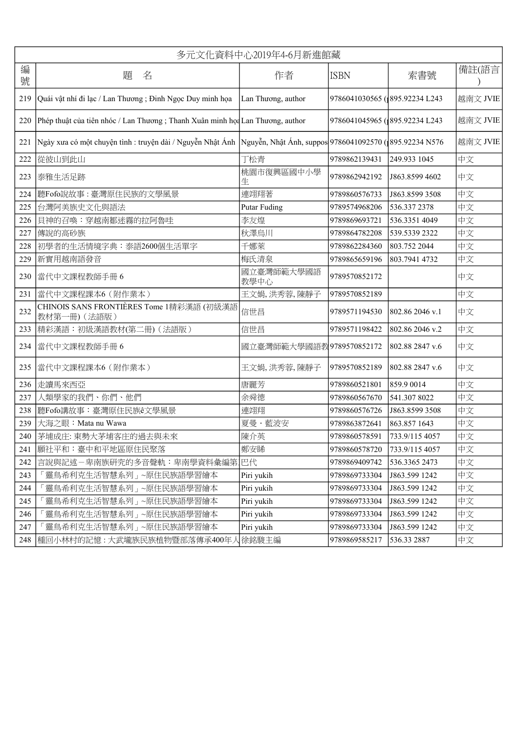| 多元文化資料中心2019年4-6月新進館藏 | | | | | |
|---|---|---|---|---|---|
| 編號 | 題　名 | 作者 | ISBN | 索書號 | 備註(語言) |
| 219 | Quái vật nhí đi lạc / Lan Thương ; Đinh Ngọc Duy minh họa | Lan Thương, author | 9786041030565 ( | 895.92234 L243 | 越南文 JVIE |
| 220 | Phép thuật của tiên nhóc / Lan Thương ; Thanh Xuân minh họa | Lan Thương, author | 9786041045965 ( | 895.92234 L243 | 越南文 JVIE |
| 221 | Ngày xưa có một chuyện tình : truyện dài / Nguyễn Nhật Ánh | Nguyễn, Nhật Ánh, suppos | 9786041092570 ( | 895.92234 N576 | 越南文 JVIE |
| 222 | 從彼山到此山 | 丁松青 | 9789862139431 | 249.933 1045 | 中文 |
| 223 | 泰雅生活足跡 | 桃園市復興區國中小學生 | 9789862942192 | J863.8599 4602 | 中文 |
| 224 | 聽Fofo說故事 : 臺灣原住民族的文學風景 | 連翊翔著 | 9789860576733 | J863.8599 3508 | 中文 |
| 225 | 台灣阿美族史文化與語法 | Putar Fuding | 9789574968206 | 536.337 2378 | 中文 |
| 226 | 貝神的召喚：穿越南鄒迷霧的拉阿魯哇 | 李友煌 | 9789869693721 | 536.3351 4049 | 中文 |
| 227 | 傳說的高砂族 | 秋澤烏川 | 9789864782208 | 539.5339 2322 | 中文 |
| 228 | 初學者的生活情境字典：泰語2600個生活單字 | 千娜萊 | 9789862284360 | 803.752 2044 | 中文 |
| 229 | 新實用越南語發音 | 梅氏清泉 | 9789865659196 | 803.7941 4732 | 中文 |
| 230 | 當代中文課程教師手冊 6 | 國立臺灣師範大學國語教學中心 | 9789570852172 | | 中文 |
| 231 | 當代中文課程課本6（附作業本） | 王文娟, 洪秀蓉, 陳靜子 | 9789570852189 | | 中文 |
| 232 | CHINOIS SANS FRONTIÈRES Tome 1精彩漢語 (初級漢語教材第一冊)（法語版） | 信世昌 | 9789571194530 | 802.86 2046 v.1 | 中文 |
| 233 | 精彩漢語：初級漢語教材(第二冊)（法語版） | 信世昌 | 9789571198422 | 802.86 2046 v.2 | 中文 |
| 234 | 當代中文課程教師手冊 6 | 國立臺灣師範大學國語教 | 9789570852172 | 802.88 2847 v.6 | 中文 |
| 235 | 當代中文課程課本6（附作業本） | 王文娟, 洪秀蓉, 陳靜子 | 9789570852189 | 802.88 2847 v.6 | 中文 |
| 236 | 走讀馬來西亞 | 唐麗芳 | 9789860521801 | 859.9 0014 | 中文 |
| 237 | 人類學家的我們、你們、他們 | 余舜德 | 9789860567670 | 541.307 8022 | 中文 |
| 238 | 聽Fofo講故事：臺灣原住民族ê文學風景 | 連翊翔 | 9789860576726 | J863.8599 3508 | 中文 |
| 239 | 大海之眼：Mata nu Wawa | 夏曼・藍波安 | 9789863872641 | 863.857 1643 | 中文 |
| 240 | 茅埔成庄: 東勢大茅埔客庄的過去與未來 | 陳介英 | 9789860578591 | 733.9/115 4057 | 中文 |
| 241 | 願社平和：臺中和平地區原住民聚落 | 鄭安睎 | 9789860578720 | 733.9/115 4057 | 中文 |
| 242 | 言說與記述－卑南族研究的多音聲軌：卑南學資料彙編第 | 巴代 | 9789869409742 | 536.3365 2473 | 中文 |
| 243 | 「靈鳥希利克生活智慧系列」~原住民族語學習繪本 | Piri yukih | 9789869733304 | J863.599 1242 | 中文 |
| 244 | 「靈鳥希利克生活智慧系列」~原住民族語學習繪本 | Piri yukih | 9789869733304 | J863.599 1242 | 中文 |
| 245 | 「靈鳥希利克生活智慧系列」~原住民族語學習繪本 | Piri yukih | 9789869733304 | J863.599 1242 | 中文 |
| 246 | 「靈鳥希利克生活智慧系列」~原住民族語學習繪本 | Piri yukih | 9789869733304 | J863.599 1242 | 中文 |
| 247 | 「靈鳥希利克生活智慧系列」~原住民族語學習繪本 | Piri yukih | 9789869733304 | J863.599 1242 | 中文 |
| 248 | 種回小林村的記憶 : 大武壠族民族植物暨部落傳承400年人 | 徐銘駿主編 | 9789869585217 | 536.33 2887 | 中文 |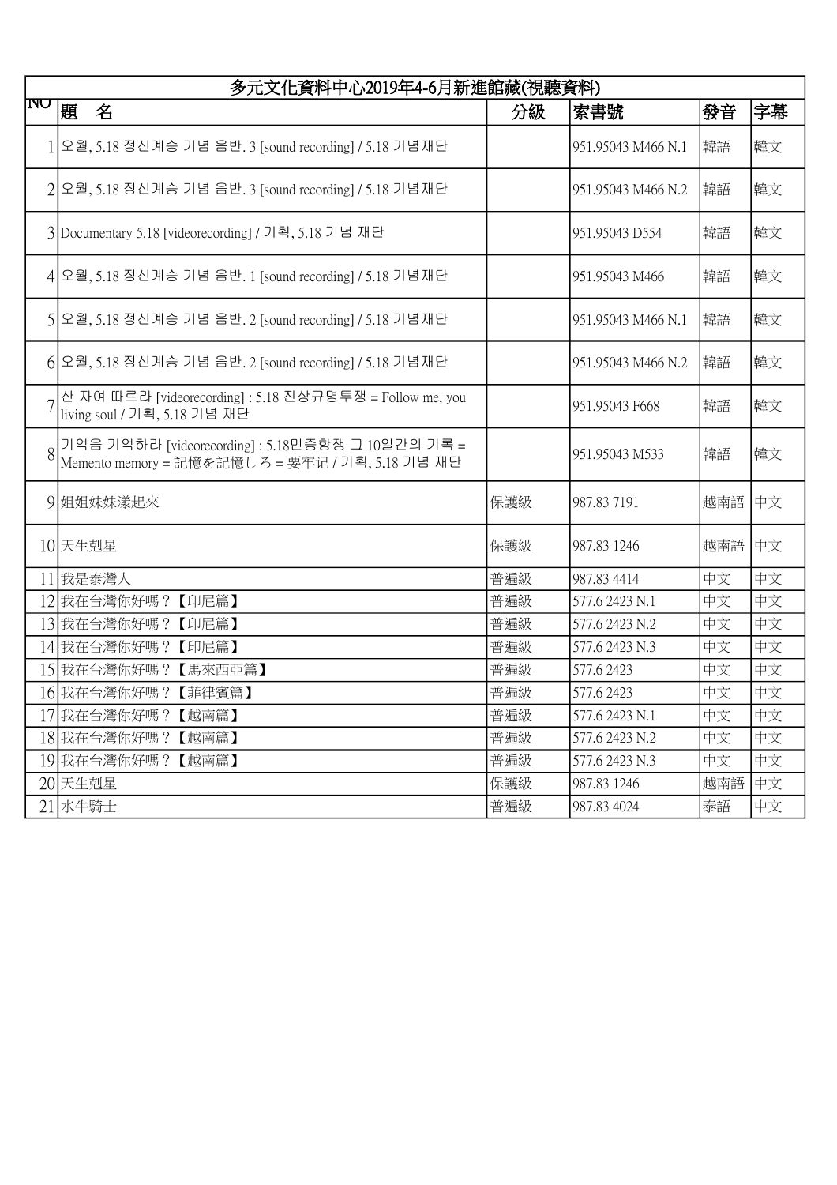| 多元文化資料中心2019年4-6月新進館藏(視聽資料) | | | | | |
|---|---|---|---|---|---|
| NO | 題　名 | 分級 | 索書號 | 發音 | 字幕 |
| 1 | 오월, 5.18 정신계승 기념 음반. 3 [sound recording] / 5.18 기념재단 | | 951.95043 M466 N.1 | 韓語 | 韓文 |
| 2 | 오월, 5.18 정신계승 기념 음반. 3 [sound recording] / 5.18 기념재단 | | 951.95043 M466 N.2 | 韓語 | 韓文 |
| 3 | Documentary 5.18 [videorecording] / 기획, 5.18 기념 재단 | | 951.95043 D554 | 韓語 | 韓文 |
| 4 | 오월, 5.18 정신계승 기념 음반. 1 [sound recording] / 5.18 기념재단 | | 951.95043 M466 | 韓語 | 韓文 |
| 5 | 오월, 5.18 정신계승 기념 음반. 2 [sound recording] / 5.18 기념재단 | | 951.95043 M466 N.1 | 韓語 | 韓文 |
| 6 | 오월, 5.18 정신계승 기념 음반. 2 [sound recording] / 5.18 기념재단 | | 951.95043 M466 N.2 | 韓語 | 韓文 |
| 7 | 산 자여 따르라 [videorecording] : 5.18 진상규명투쟁 = Follow me, you living soul / 기획, 5.18 기념 재단 | | 951.95043 F668 | 韓語 | 韓文 |
| 8 | 기억을 기억하라 [videorecording] : 5.18민중항쟁 그 10일간의 기록 = Memento memory = 記憶を記憶しろ = 要牢记 / 기획, 5.18 기념 재단 | | 951.95043 M533 | 韓語 | 韓文 |
| 9 | 姐姐妹妹漾起來 | 保護級 | 987.83 7191 | 越南語 | 中文 |
| 10 | 天生剋星 | 保護級 | 987.83 1246 | 越南語 | 中文 |
| 11 | 我是泰灣人 | 普遍級 | 987.83 4414 | 中文 | 中文 |
| 12 | 我在台灣你好嗎？【印尼篇】 | 普遍級 | 577.6 2423 N.1 | 中文 | 中文 |
| 13 | 我在台灣你好嗎？【印尼篇】 | 普遍級 | 577.6 2423 N.2 | 中文 | 中文 |
| 14 | 我在台灣你好嗎？【印尼篇】 | 普遍級 | 577.6 2423 N.3 | 中文 | 中文 |
| 15 | 我在台灣你好嗎？【馬來西亞篇】 | 普遍級 | 577.6 2423 | 中文 | 中文 |
| 16 | 我在台灣你好嗎？【菲律賓篇】 | 普遍級 | 577.6 2423 | 中文 | 中文 |
| 17 | 我在台灣你好嗎？【越南篇】 | 普遍級 | 577.6 2423 N.1 | 中文 | 中文 |
| 18 | 我在台灣你好嗎？【越南篇】 | 普遍級 | 577.6 2423 N.2 | 中文 | 中文 |
| 19 | 我在台灣你好嗎？【越南篇】 | 普遍級 | 577.6 2423 N.3 | 中文 | 中文 |
| 20 | 天生剋星 | 保護級 | 987.83 1246 | 越南語 | 中文 |
| 21 | 水牛騎士 | 普遍級 | 987.83 4024 | 泰語 | 中文 |